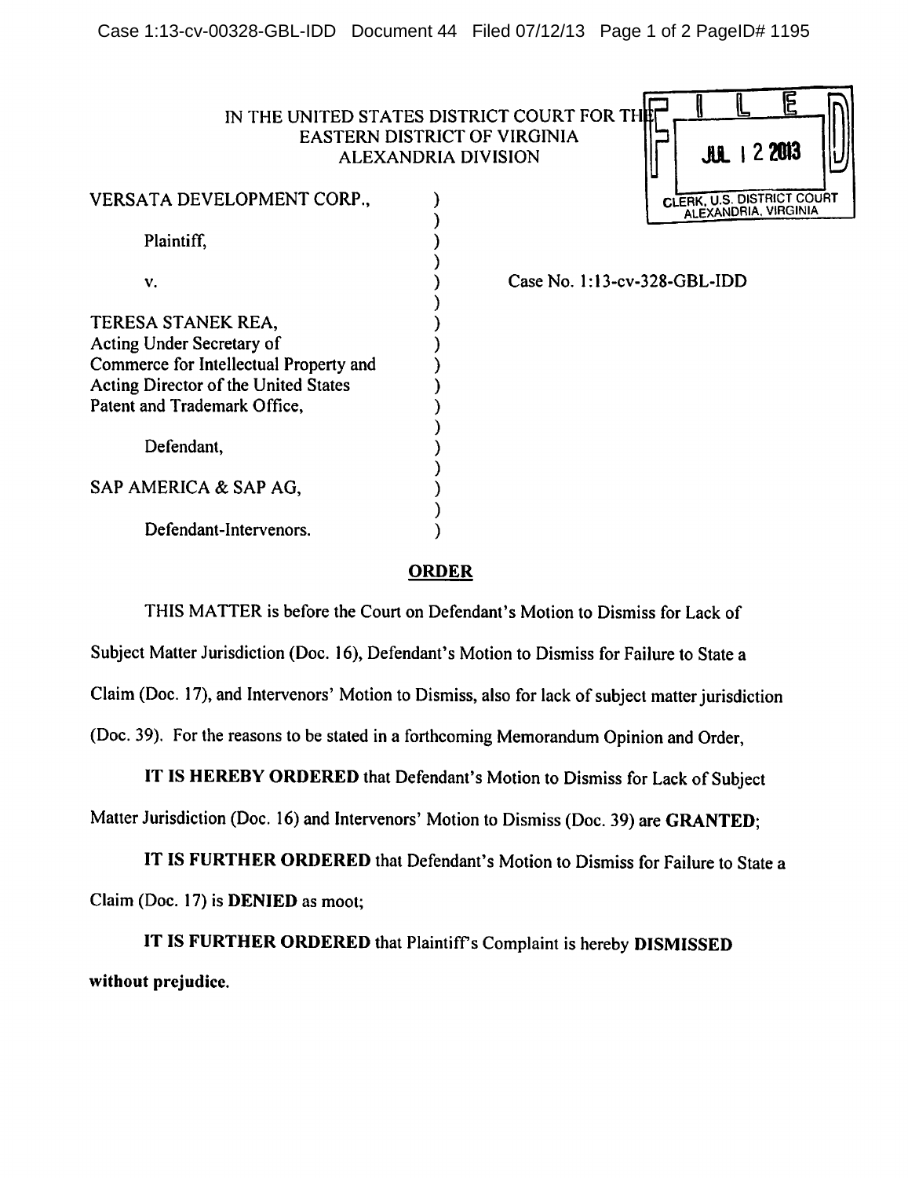IN THE UNITED STATES DISTRICT COURT FOR THE
EASTERN DISTRICT OF VIRGINIA
ALEXANDRIA DIVISION

FILED
JUL 12 2013
CLERK, U.S. DISTRICT COURT
ALEXANDRIA, VIRGINIA

VERSATA DEVELOPMENT CORP.,

Plaintiff,

v.

TERESA STANEK REA,
Acting Under Secretary of
Commerce for Intellectual Property and
Acting Director of the United States
Patent and Trademark Office,

Defendant,

SAP AMERICA & SAP AG,

Defendant-Intervenors.

Case No. 1:13-cv-328-GBL-IDD

## ORDER

THIS MATTER is before the Court on Defendant's Motion to Dismiss for Lack of Subject Matter Jurisdiction (Doc. 16), Defendant's Motion to Dismiss for Failure to State a Claim (Doc. 17), and Intervenors' Motion to Dismiss, also for lack of subject matter jurisdiction (Doc. 39). For the reasons to be stated in a forthcoming Memorandum Opinion and Order,

**IT IS HEREBY ORDERED** that Defendant's Motion to Dismiss for Lack of Subject Matter Jurisdiction (Doc. 16) and Intervenors' Motion to Dismiss (Doc. 39) are **GRANTED**;

**IT IS FURTHER ORDERED** that Defendant's Motion to Dismiss for Failure to State a Claim (Doc. 17) is **DENIED** as moot;

**IT IS FURTHER ORDERED** that Plaintiff's Complaint is hereby **DISMISSED without prejudice.**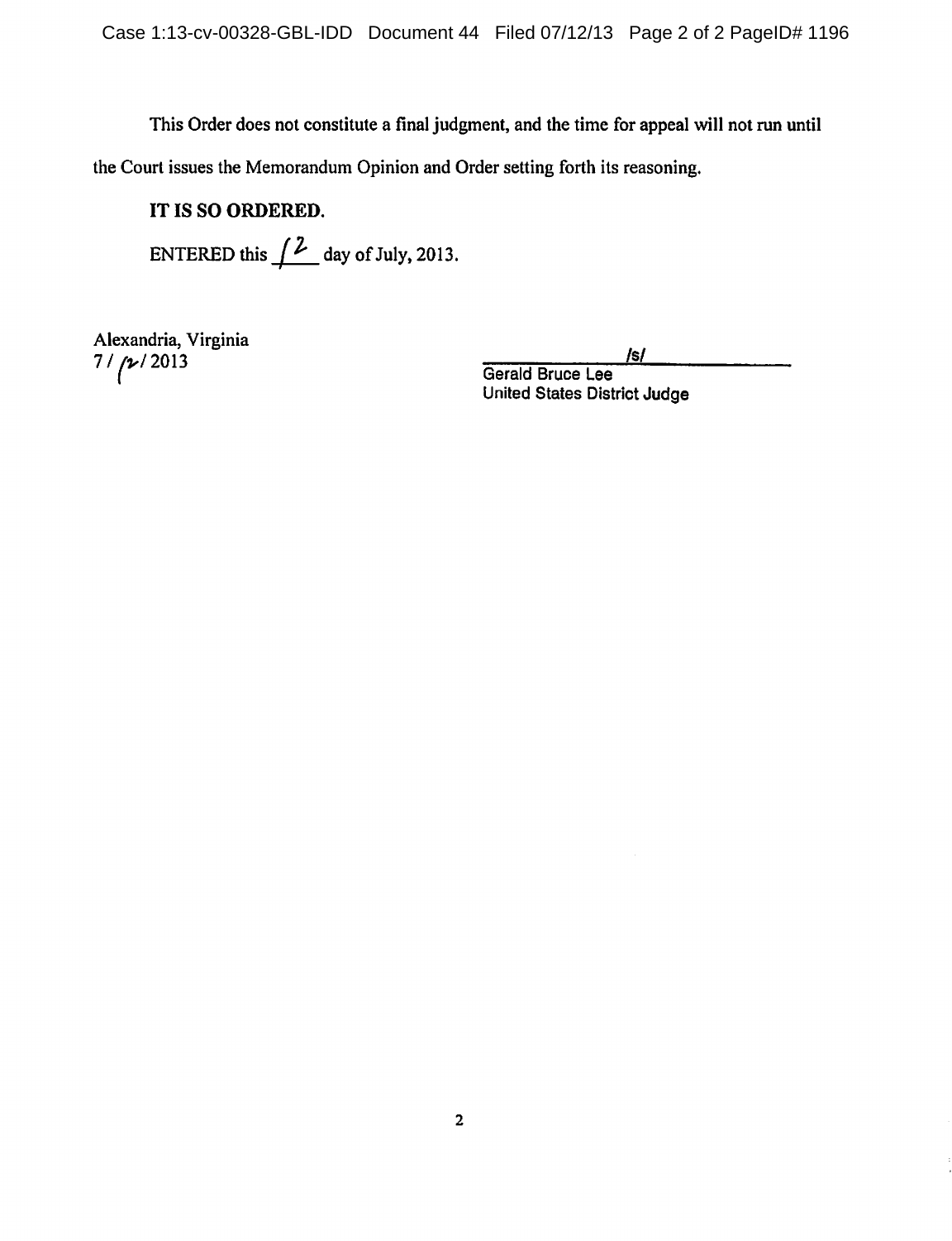This Order does not constitute a final judgment, and the time for appeal will not run until the Court issues the Memorandum Opinion and Order setting forth its reasoning.

**IT IS SO ORDERED.**

ENTERED this 12 day of July, 2013.

Alexandria, Virginia
7/12/2013

/s/
Gerald Bruce Lee
United States District Judge